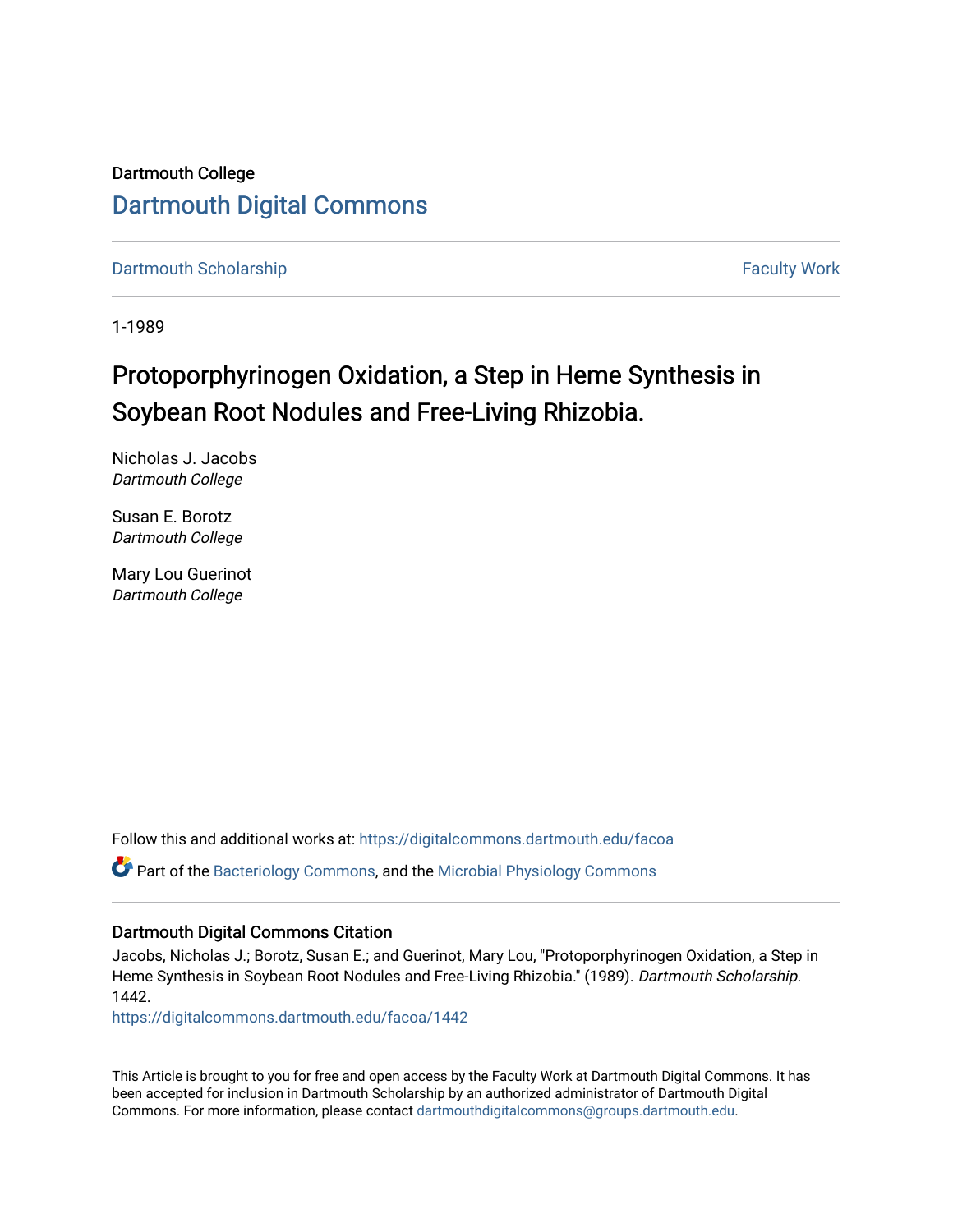Dartmouth College

# Dartmouth Digital Commons

Dartmouth Scholarship | Faculty Work

1-1989

# Protoporphyrinogen Oxidation, a Step in Heme Synthesis in Soybean Root Nodules and Free-Living Rhizobia.

Nicholas J. Jacobs
*Dartmouth College*

Susan E. Borotz
*Dartmouth College*

Mary Lou Guerinot
*Dartmouth College*

Follow this and additional works at: https://digitalcommons.dartmouth.edu/facoa

Part of the Bacteriology Commons, and the Microbial Physiology Commons

### Dartmouth Digital Commons Citation

Jacobs, Nicholas J.; Borotz, Susan E.; and Guerinot, Mary Lou, "Protoporphyrinogen Oxidation, a Step in Heme Synthesis in Soybean Root Nodules and Free-Living Rhizobia." (1989). *Dartmouth Scholarship*. 1442.
https://digitalcommons.dartmouth.edu/facoa/1442

This Article is brought to you for free and open access by the Faculty Work at Dartmouth Digital Commons. It has been accepted for inclusion in Dartmouth Scholarship by an authorized administrator of Dartmouth Digital Commons. For more information, please contact dartmouthdigitalcommons@groups.dartmouth.edu.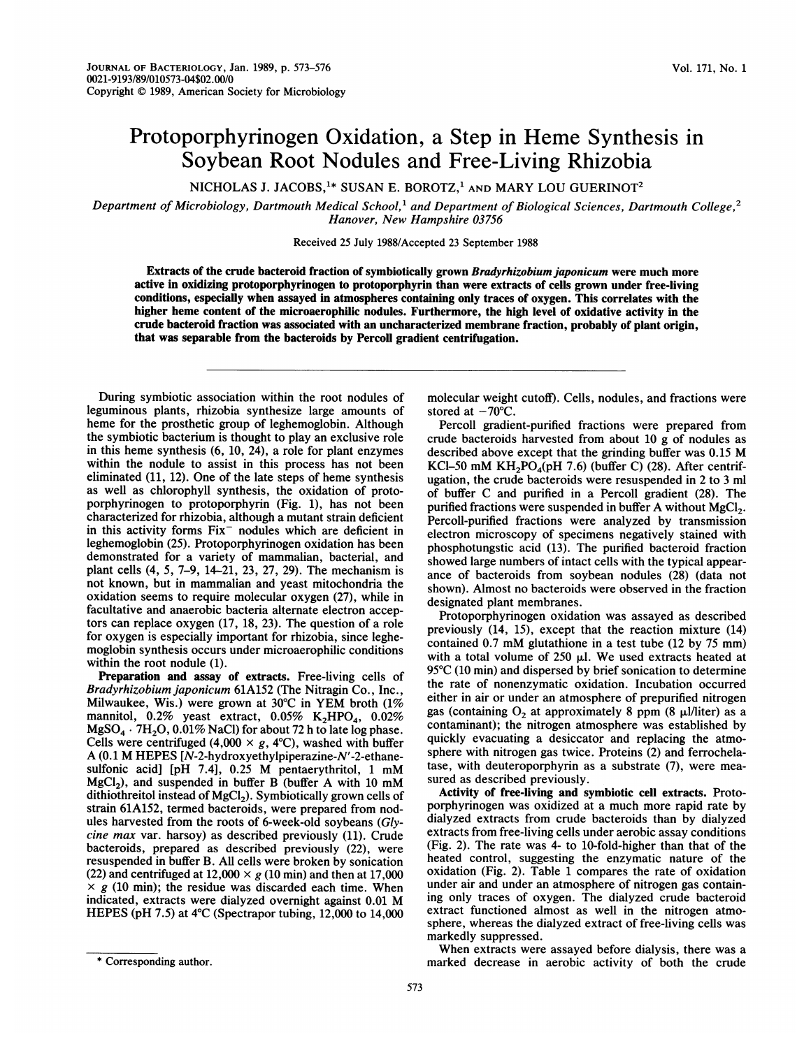Journal of Bacteriology, Jan. 1989, p. 573–576
0021-9193/89/010573-04$02.00/0
Copyright © 1989, American Society for Microbiology

# Protoporphyrinogen Oxidation, a Step in Heme Synthesis in Soybean Root Nodules and Free-Living Rhizobia

NICHOLAS J. JACOBS,[1]* SUSAN E. BOROTZ,[1] AND MARY LOU GUERINOT[2]

*Department of Microbiology, Dartmouth Medical School,[1] and Department of Biological Sciences, Dartmouth College,[2] Hanover, New Hampshire 03756*

Received 25 July 1988/Accepted 23 September 1988

**Extracts of the crude bacteroid fraction of symbiotically grown *Bradyrhizobium japonicum* were much more active in oxidizing protoporphyrinogen to protoporphyrin than were extracts of cells grown under free-living conditions, especially when assayed in atmospheres containing only traces of oxygen. This correlates with the higher heme content of the microaerophilic nodules. Furthermore, the high level of oxidative activity in the crude bacteroid fraction was associated with an uncharacterized membrane fraction, probably of plant origin, that was separable from the bacteroids by Percoll gradient centrifugation.**

During symbiotic association within the root nodules of leguminous plants, rhizobia synthesize large amounts of heme for the prosthetic group of leghemoglobin. Although the symbiotic bacterium is thought to play an exclusive role in this heme synthesis (6, 10, 24), a role for plant enzymes within the nodule to assist in this process has not been eliminated (11, 12). One of the late steps of heme synthesis as well as chlorophyll synthesis, the oxidation of protoporphyrinogen to protoporphyrin (Fig. 1), has not been characterized for rhizobia, although a mutant strain deficient in this activity forms Fix$^-$ nodules which are deficient in leghemoglobin (25). Protoporphyrinogen oxidation has been demonstrated for a variety of mammalian, bacterial, and plant cells (4, 5, 7–9, 14–21, 23, 27, 29). The mechanism is not known, but in mammalian and yeast mitochondria the oxidation seems to require molecular oxygen (27), while in facultative and anaerobic bacteria alternate electron acceptors can replace oxygen (17, 18, 23). The question of a role for oxygen is especially important for rhizobia, since leghemoglobin synthesis occurs under microaerophilic conditions within the root nodule (1).

**Preparation and assay of extracts.** Free-living cells of *Bradyrhizobium japonicum* 61A152 (The Nitragin Co., Inc., Milwaukee, Wis.) were grown at 30°C in YEM broth (1% mannitol, 0.2% yeast extract, 0.05% $K_2HPO_4$, 0.02% $MgSO_4 \cdot 7H_2O$, 0.01% NaCl) for about 72 h to late log phase. Cells were centrifuged (4,000 × g, 4°C), washed with buffer A (0.1 M HEPES [*N*-2-hydroxyethylpiperazine-*N'*-2-ethanesulfonic acid] [pH 7.4], 0.25 M pentaerythritol, 1 mM $MgCl_2$), and suspended in buffer B (buffer A with 10 mM dithiothreitol instead of $MgCl_2$). Symbiotically grown cells of strain 61A152, termed bacteroids, were prepared from nodules harvested from the roots of 6-week-old soybeans (*Glycine max* var. harsoy) as described previously (11). Crude bacteroids, prepared as described previously (22), were resuspended in buffer B. All cells were broken by sonication (22) and centrifuged at 12,000 × g (10 min) and then at 17,000 × g (10 min); the residue was discarded each time. When indicated, extracts were dialyzed overnight against 0.01 M HEPES (pH 7.5) at 4°C (Spectrapor tubing, 12,000 to 14,000 molecular weight cutoff). Cells, nodules, and fractions were stored at −70°C.

Percoll gradient-purified fractions were prepared from crude bacteroids harvested from about 10 g of nodules as described above except that the grinding buffer was 0.15 M KCl–50 mM $KH_2PO_4$(pH 7.6) (buffer C) (28). After centrifugation, the crude bacteroids were resuspended in 2 to 3 ml of buffer C and purified in a Percoll gradient (28). The purified fractions were suspended in buffer A without $MgCl_2$. Percoll-purified fractions were analyzed by transmission electron microscopy of specimens negatively stained with phosphotungstic acid (13). The purified bacteroid fraction showed large numbers of intact cells with the typical appearance of bacteroids from soybean nodules (28) (data not shown). Almost no bacteroids were observed in the fraction designated plant membranes.

Protoporphyrinogen oxidation was assayed as described previously (14, 15), except that the reaction mixture (14) contained 0.7 mM glutathione in a test tube (12 by 75 mm) with a total volume of 250 µl. We used extracts heated at 95°C (10 min) and dispersed by brief sonication to determine the rate of nonenzymatic oxidation. Incubation occurred either in air or under an atmosphere of prepurified nitrogen gas (containing $O_2$ at approximately 8 ppm (8 µl/liter) as a contaminant); the nitrogen atmosphere was established by quickly evacuating a desiccator and replacing the atmosphere with nitrogen gas twice. Proteins (2) and ferrochelatase, with deuteroporphyrin as a substrate (7), were measured as described previously.

**Activity of free-living and symbiotic cell extracts.** Protoporphyrinogen was oxidized at a much more rapid rate by dialyzed extracts from crude bacteroids than by dialyzed extracts from free-living cells under aerobic assay conditions (Fig. 2). The rate was 4- to 10-fold-higher than that of the heated control, suggesting the enzymatic nature of the oxidation (Fig. 2). Table 1 compares the rate of oxidation under air and under an atmosphere of nitrogen gas containing only traces of oxygen. The dialyzed crude bacteroid extract functioned almost as well in the nitrogen atmosphere, whereas the dialyzed extract of free-living cells was markedly suppressed.

When extracts were assayed before dialysis, there was a marked decrease in aerobic activity of both the crude

\* Corresponding author.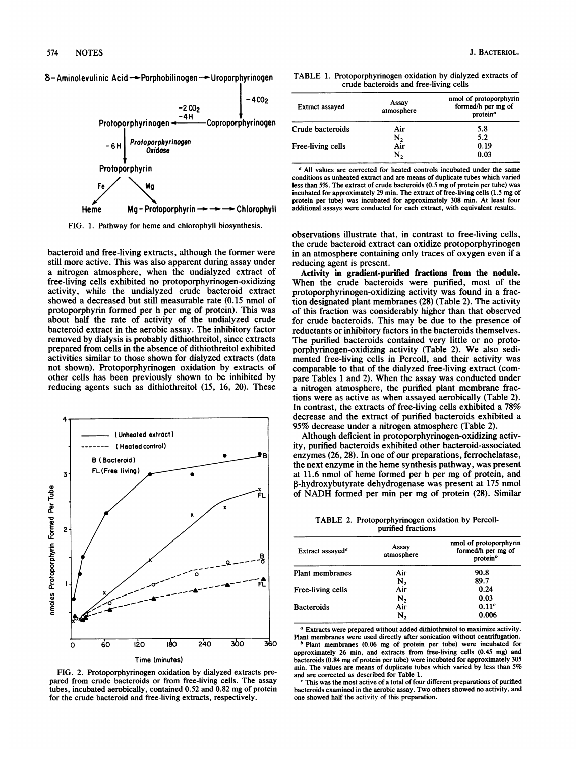δ-Aminolevulinic Acid → Porphobilinogen → Uroporphyrinogen → ($-4CO_2$) Coproporphyrinogen → ($-2CO_2$, $-4H$) Protoporphyrinogen → ($-6H$, Protoporphyrinogen Oxidase) Protoporphyrin → (Fe) Heme; (Mg) Mg-Protoporphyrin → → → Chlorophyll

FIG. 1. Pathway for heme and chlorophyll biosynthesis.

bacteroid and free-living extracts, although the former were still more active. This was also apparent during assay under a nitrogen atmosphere, when the undialyzed extract of free-living cells exhibited no protoporphyrinogen-oxidizing activity, while the undialyzed crude bacteroid extract showed a decreased but still measurable rate (0.15 nmol of protoporphyrin formed per h per mg of protein). This was about half the rate of activity of the undialyzed crude bacteroid extract in the aerobic assay. The inhibitory factor removed by dialysis is probably dithiothreitol, since extracts prepared from cells in the absence of dithiothreitol exhibited activities similar to those shown for dialyzed extracts (data not shown). Protoporphyrinogen oxidation by extracts of other cells has been previously shown to be inhibited by reducing agents such as dithiothreitol (15, 16, 20). These

FIG. 2. Protoporphyrinogen oxidation by dialyzed extracts prepared from crude bacteroids or from free-living cells. The assay tubes, incubated aerobically, contained 0.52 and 0.82 mg of protein for the crude bacteroid and free-living extracts, respectively.

TABLE 1. Protoporphyrinogen oxidation by dialyzed extracts of crude bacteroids and free-living cells

| Extract assayed | Assay atmosphere | nmol of protoporphyrin formed/h per mg of protein[a] |
|---|---|---|
| Crude bacteroids | Air | 5.8 |
| | $N_2$ | 5.2 |
| Free-living cells | Air | 0.19 |
| | $N_2$ | 0.03 |

[a] All values are corrected for heated controls incubated under the same conditions as unheated extract and are means of duplicate tubes which varied less than 5%. The extract of crude bacteroids (0.5 mg of protein per tube) was incubated for approximately 29 min. The extract of free-living cells (1.5 mg of protein per tube) was incubated for approximately 308 min. At least four additional assays were conducted for each extract, with equivalent results.

observations illustrate that, in contrast to free-living cells, the crude bacteroid extract can oxidize protoporphyrinogen in an atmosphere containing only traces of oxygen even if a reducing agent is present.

**Activity in gradient-purified fractions from the nodule.** When the crude bacteroids were purified, most of the protoporphyrinogen-oxidizing activity was found in a fraction designated plant membranes (28) (Table 2). The activity of this fraction was considerably higher than that observed for crude bacteroids. This may be due to the presence of reductants or inhibitory factors in the bacteroids themselves. The purified bacteroids contained very little or no protoporphyrinogen-oxidizing activity (Table 2). We also sedimented free-living cells in Percoll, and their activity was comparable to that of the dialyzed free-living extract (compare Tables 1 and 2). When the assay was conducted under a nitrogen atmosphere, the purified plant membrane fractions were as active as when assayed aerobically (Table 2). In contrast, the extracts of free-living cells exhibited a 78% decrease and the extract of purified bacteroids exhibited a 95% decrease under a nitrogen atmosphere (Table 2).

Although deficient in protoporphyrinogen-oxidizing activity, purified bacteroids exhibited other bacteroid-associated enzymes (26, 28). In one of our preparations, ferrochelatase, the next enzyme in the heme synthesis pathway, was present at 11.6 nmol of heme formed per h per mg of protein, and β-hydroxybutyrate dehydrogenase was present at 175 nmol of NADH formed per min per mg of protein (28). Similar

TABLE 2. Protoporphyrinogen oxidation by Percoll-purified fractions

| Extract assayed[a] | Assay atmosphere | nmol of protoporphyrin formed/h per mg of protein[b] |
|---|---|---|
| Plant membranes | Air | 90.8 |
| | $N_2$ | 89.7 |
| Free-living cells | Air | 0.24 |
| | $N_2$ | 0.03 |
| Bacteroids | Air | 0.11[c] |
| | $N_2$ | 0.006 |

[a] Extracts were prepared without added dithiothreitol to maximize activity. Plant membranes were used directly after sonication without centrifugation.

[b] Plant membranes (0.06 mg of protein per tube) were incubated for approximately 26 min, and extracts from free-living cells (0.45 mg) and bacteroids (0.84 mg of protein per tube) were incubated for approximately 305 min. The values are means of duplicate tubes which varied by less than 5% and are corrected as described for Table 1.

[c] This was the most active of a total of four different preparations of purified bacteroids examined in the aerobic assay. Two others showed no activity, and one showed half the activity of this preparation.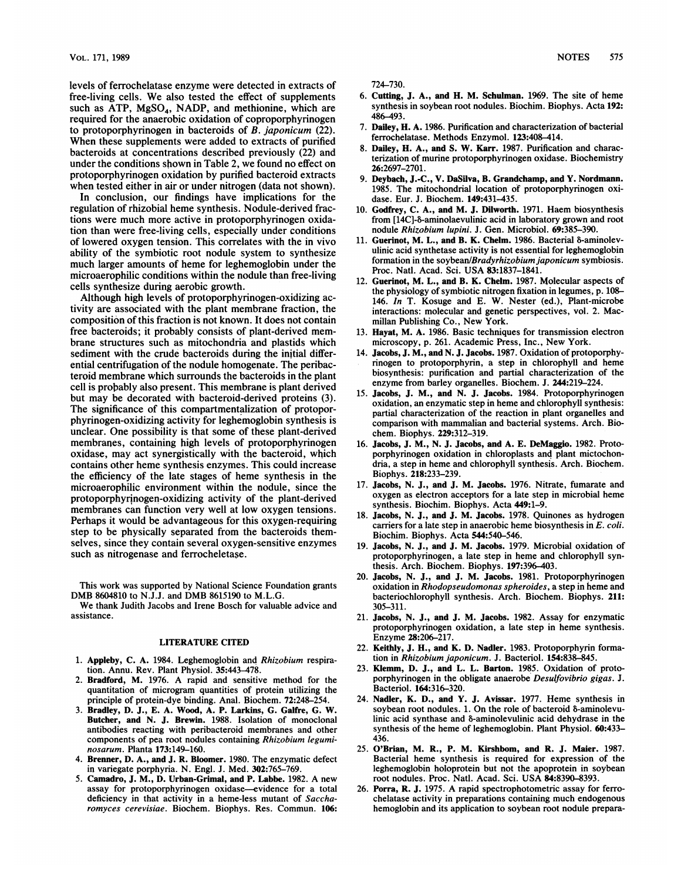levels of ferrochelatase enzyme were detected in extracts of free-living cells. We also tested the effect of supplements such as ATP, $MgSO_4$, NADP, and methionine, which are required for the anaerobic oxidation of coproporphyrinogen to protoporphyrinogen in bacteroids of *B. japonicum* (22). When these supplements were added to extracts of purified bacteroids at concentrations described previously (22) and under the conditions shown in Table 2, we found no effect on protoporphyrinogen oxidation by purified bacteroid extracts when tested either in air or under nitrogen (data not shown).

In conclusion, our findings have implications for the regulation of rhizobial heme synthesis. Nodule-derived fractions were much more active in protoporphyrinogen oxidation than were free-living cells, especially under conditions of lowered oxygen tension. This correlates with the in vivo ability of the symbiotic root nodule system to synthesize much larger amounts of heme for leghemoglobin under the microaerophilic conditions within the nodule than free-living cells synthesize during aerobic growth.

Although high levels of protoporphyrinogen-oxidizing activity are associated with the plant membrane fraction, the composition of this fraction is not known. It does not contain free bacteroids; it probably consists of plant-derived membrane structures such as mitochondria and plastids which sediment with the crude bacteroids during the initial differential centrifugation of the nodule homogenate. The peribacteroid membrane which surrounds the bacteroids in the plant cell is probably also present. This membrane is plant derived but may be decorated with bacteroid-derived proteins (3). The significance of this compartmentalization of protoporphyrinogen-oxidizing activity for leghemoglobin synthesis is unclear. One possibility is that some of these plant-derived membranes, containing high levels of protoporphyrinogen oxidase, may act synergistically with the bacteroid, which contains other heme synthesis enzymes. This could increase the efficiency of the late stages of heme synthesis in the microaerophilic environment within the nodule, since the protoporphyrinogen-oxidizing activity of the plant-derived membranes can function very well at low oxygen tensions. Perhaps it would be advantageous for this oxygen-requiring step to be physically separated from the bacteroids themselves, since they contain several oxygen-sensitive enzymes such as nitrogenase and ferrocheletase.

This work was supported by National Science Foundation grants DMB 8604810 to N.J.J. and DMB 8615190 to M.L.G.

We thank Judith Jacobs and Irene Bosch for valuable advice and assistance.

## LITERATURE CITED

1. **Appleby, C. A.** 1984. Leghemoglobin and *Rhizobium* respiration. Annu. Rev. Plant Physiol. **35:**443–478.
2. **Bradford, M.** 1976. A rapid and sensitive method for the quantitation of microgram quantities of protein utilizing the principle of protein-dye binding. Anal. Biochem. **72:**248–254.
3. **Bradley, D. J., E. A. Wood, A. P. Larkins, G. Galfre, G. W. Butcher, and N. J. Brewin.** 1988. Isolation of monoclonal antibodies reacting with peribacteroid membranes and other components of pea root nodules containing *Rhizobium leguminosarum*. Planta **173:**149–160.
4. **Brenner, D. A., and J. R. Bloomer.** 1980. The enzymatic defect in variegate porphyria. N. Engl. J. Med. **302:**765–769.
5. **Camadro, J. M., D. Urban-Grimal, and P. Labbe.** 1982. A new assay for protoporphyrinogen oxidase—evidence for a total deficiency in that activity in a heme-less mutant of *Saccharomyces cerevisiae*. Biochem. Biophys. Res. Commun. **106:** 724–730.
6. **Cutting, J. A., and H. M. Schulman.** 1969. The site of heme synthesis in soybean root nodules. Biochim. Biophys. Acta **192:** 486–493.
7. **Dailey, H. A.** 1986. Purification and characterization of bacterial ferrochelatase. Methods Enzymol. **123:**408–414.
8. **Dailey, H. A., and S. W. Karr.** 1987. Purification and characterization of murine protoporphyrinogen oxidase. Biochemistry **26:**2697–2701.
9. **Deybach, J.-C., V. DaSilva, B. Grandchamp, and Y. Nordmann.** 1985. The mitochondrial location of protoporphyrinogen oxidase. Eur. J. Biochem. **149:**431–435.
10. **Godfrey, C. A., and M. J. Dilworth.** 1971. Haem biosynthesis from [14C]-δ-aminolaevulinic acid in laboratory grown and root nodule *Rhizobium lupini*. J. Gen. Microbiol. **69:**385–390.
11. **Guerinot, M. L., and B. K. Chelm.** 1986. Bacterial δ-aminolevulinic acid synthetase activity is not essential for leghemoglobin formation in the soybean/*Bradyrhizobium japonicum* symbiosis. Proc. Natl. Acad. Sci. USA **83:**1837–1841.
12. **Guerinot, M. L., and B. K. Chelm.** 1987. Molecular aspects of the physiology of symbiotic nitrogen fixation in legumes, p. 108–146. *In* T. Kosuge and E. W. Nester (ed.), Plant-microbe interactions: molecular and genetic perspectives, vol. 2. Macmillan Publishing Co., New York.
13. **Hayat, M. A.** 1986. Basic techniques for transmission electron microscopy, p. 261. Academic Press, Inc., New York.
14. **Jacobs, J. M., and N. J. Jacobs.** 1987. Oxidation of protoporphyrinogen to protoporphyrin, a step in chlorophyll and heme biosynthesis: purification and partial characterization of the enzyme from barley organelles. Biochem. J. **244:**219–224.
15. **Jacobs, J. M., and N. J. Jacobs.** 1984. Protoporphyrinogen oxidation, an enzymatic step in heme and chlorophyll synthesis: partial characterization of the reaction in plant organelles and comparison with mammalian and bacterial systems. Arch. Biochem. Biophys. **229:**312–319.
16. **Jacobs, J. M., N. J. Jacobs, and A. E. DeMaggio.** 1982. Protoporphyrinogen oxidation in chloroplasts and plant mictochondria, a step in heme and chlorophyll synthesis. Arch. Biochem. Biophys. **218:**233–239.
17. **Jacobs, N. J., and J. M. Jacobs.** 1976. Nitrate, fumarate and oxygen as electron acceptors for a late step in microbial heme synthesis. Biochim. Biophys. Acta **449:**1–9.
18. **Jacobs, N. J., and J. M. Jacobs.** 1978. Quinones as hydrogen carriers for a late step in anaerobic heme biosynthesis in *E. coli*. Biochim. Biophys. Acta **544:**540–546.
19. **Jacobs, N. J., and J. M. Jacobs.** 1979. Microbial oxidation of protoporphyrinogen, a late step in heme and chlorophyll synthesis. Arch. Biochem. Biophys. **197:**396–403.
20. **Jacobs, N. J., and J. M. Jacobs.** 1981. Protoporphyrinogen oxidation in *Rhodopseudomonas spheroides*, a step in heme and bacteriochlorophyll synthesis. Arch. Biochem. Biophys. **211:** 305–311.
21. **Jacobs, N. J., and J. M. Jacobs.** 1982. Assay for enzymatic protoporphyrinogen oxidation, a late step in heme synthesis. Enzyme **28:**206–217.
22. **Keithly, J. H., and K. D. Nadler.** 1983. Protoporphyrin formation in *Rhizobium japonicum*. J. Bacteriol. **154:**838–845.
23. **Klemm, D. J., and L. L. Barton.** 1985. Oxidation of protoporphyrinogen in the obligate anaerobe *Desulfovibrio gigas*. J. Bacteriol. **164:**316–320.
24. **Nadler, K. D., and Y. J. Avissar.** 1977. Heme synthesis in soybean root nodules. 1. On the role of bacteroid δ-aminolevulinic acid synthase and δ-aminolevulinic acid dehydrase in the synthesis of the heme of leghemoglobin. Plant Physiol. **60:**433–436.
25. **O'Brian, M. R., P. M. Kirshbom, and R. J. Maier.** 1987. Bacterial heme synthesis is required for expression of the leghemoglobin holoprotein but not the apoprotein in soybean root nodules. Proc. Natl. Acad. Sci. USA **84:**8390–8393.
26. **Porra, R. J.** 1975. A rapid spectrophotometric assay for ferrochelatase activity in preparations containing much endogenous hemoglobin and its application to soybean root nodule prepara-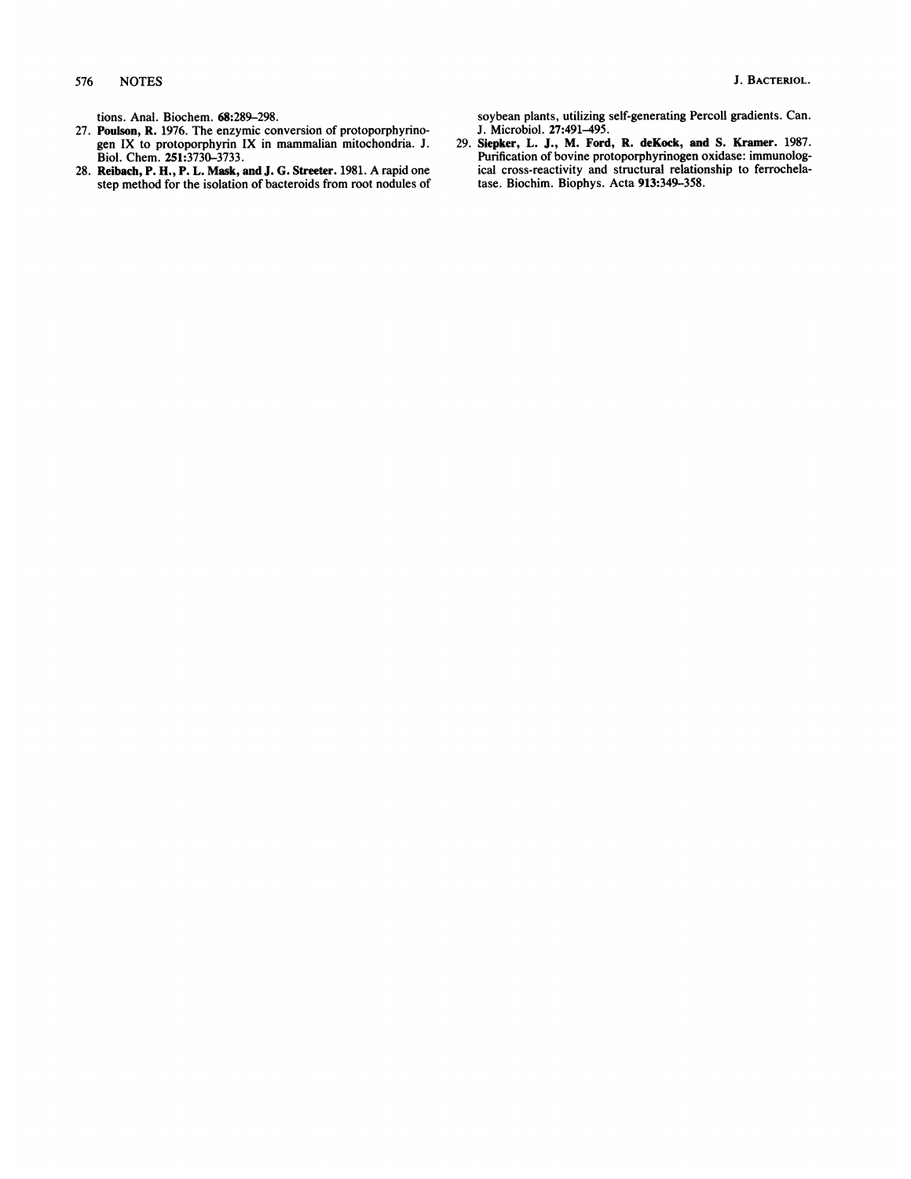tions. Anal. Biochem. **68**:289–298.

27. **Poulson, R.** 1976. The enzymic conversion of protoporphyrinogen IX to protoporphyrin IX in mammalian mitochondria. J. Biol. Chem. **251**:3730–3733.
28. **Reibach, P. H., P. L. Mask, and J. G. Streeter.** 1981. A rapid one step method for the isolation of bacteroids from root nodules of soybean plants, utilizing self-generating Percoll gradients. Can. J. Microbiol. **27**:491–495.
29. **Siepker, L. J., M. Ford, R. deKock, and S. Kramer.** 1987. Purification of bovine protoporphyrinogen oxidase: immunological cross-reactivity and structural relationship to ferrochelatase. Biochim. Biophys. Acta **913**:349–358.